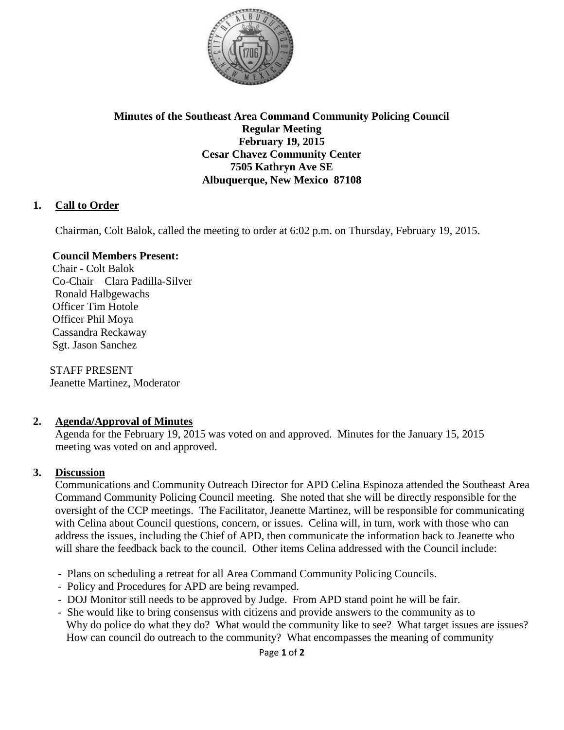**Minutes of the Southeast Area Command Community Policing Council**
**Regular Meeting**
**February 19, 2015**
**Cesar Chavez Community Center**
**7505 Kathryn Ave SE**
**Albuquerque, New Mexico 87108**

## 1. Call to Order

Chairman, Colt Balok, called the meeting to order at 6:02 p.m. on Thursday, February 19, 2015.

**Council Members Present:**
Chair - Colt Balok
Co-Chair – Clara Padilla-Silver
Ronald Halbgewachs
Officer Tim Hotole
Officer Phil Moya
Cassandra Reckaway
Sgt. Jason Sanchez

STAFF PRESENT
Jeanette Martinez, Moderator

## 2. Agenda/Approval of Minutes

Agenda for the February 19, 2015 was voted on and approved. Minutes for the January 15, 2015 meeting was voted on and approved.

## 3. Discussion

Communications and Community Outreach Director for APD Celina Espinoza attended the Southeast Area Command Community Policing Council meeting. She noted that she will be directly responsible for the oversight of the CCP meetings. The Facilitator, Jeanette Martinez, will be responsible for communicating with Celina about Council questions, concern, or issues. Celina will, in turn, work with those who can address the issues, including the Chief of APD, then communicate the information back to Jeanette who will share the feedback back to the council. Other items Celina addressed with the Council include:

- Plans on scheduling a retreat for all Area Command Community Policing Councils.
- Policy and Procedures for APD are being revamped.
- DOJ Monitor still needs to be approved by Judge. From APD stand point he will be fair.
- She would like to bring consensus with citizens and provide answers to the community as to Why do police do what they do? What would the community like to see? What target issues are issues? How can council do outreach to the community? What encompasses the meaning of community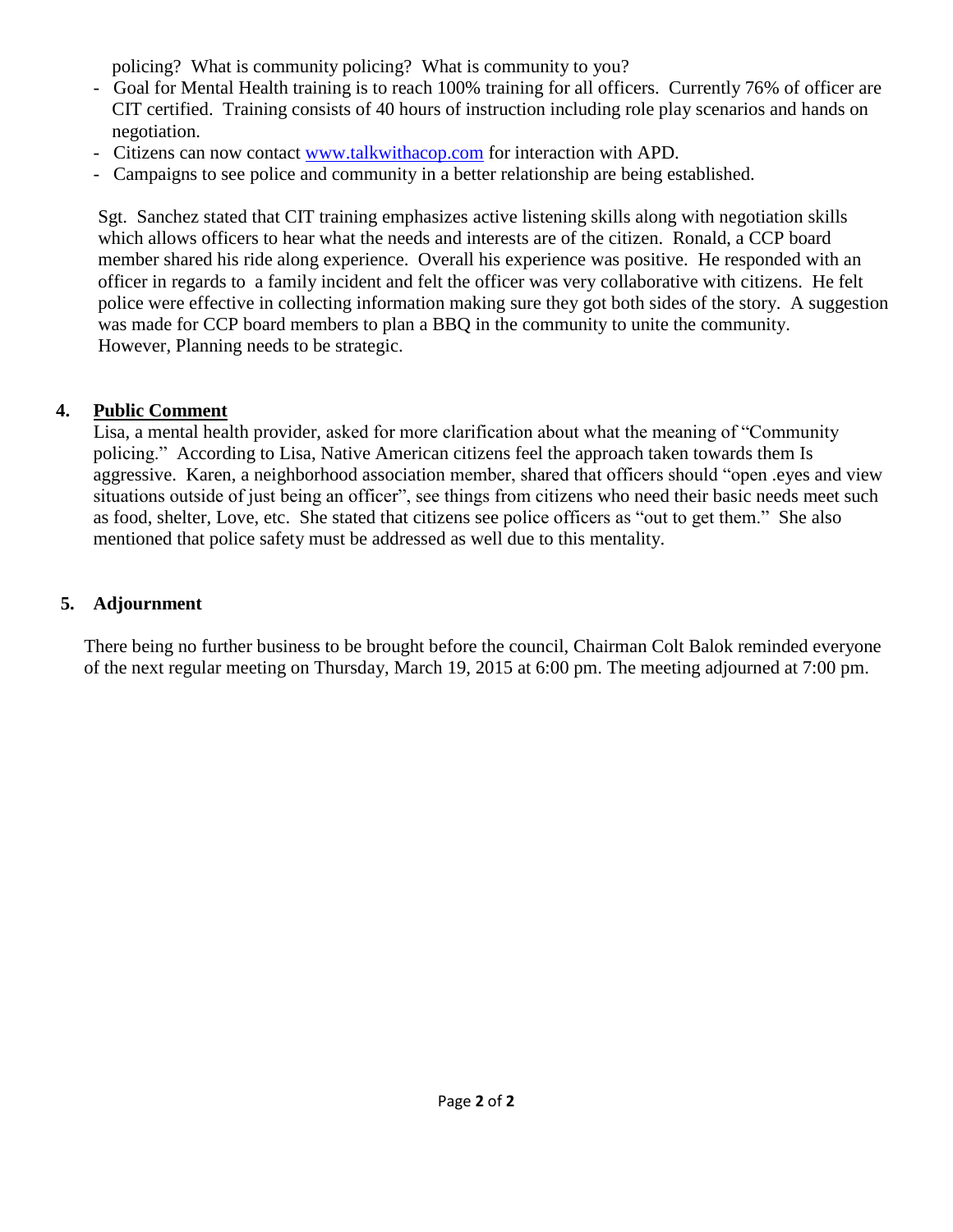policing? What is community policing? What is community to you?

- Goal for Mental Health training is to reach 100% training for all officers. Currently 76% of officer are CIT certified. Training consists of 40 hours of instruction including role play scenarios and hands on negotiation.
- Citizens can now contact [www.talkwithacop.com](http://www.talkwithacop.com) for interaction with APD.
- Campaigns to see police and community in a better relationship are being established.

Sgt. Sanchez stated that CIT training emphasizes active listening skills along with negotiation skills which allows officers to hear what the needs and interests are of the citizen. Ronald, a CCP board member shared his ride along experience. Overall his experience was positive. He responded with an officer in regards to a family incident and felt the officer was very collaborative with citizens. He felt police were effective in collecting information making sure they got both sides of the story. A suggestion was made for CCP board members to plan a BBQ in the community to unite the community. However, Planning needs to be strategic.

**4. Public Comment**

Lisa, a mental health provider, asked for more clarification about what the meaning of "Community policing." According to Lisa, Native American citizens feel the approach taken towards them Is aggressive. Karen, a neighborhood association member, shared that officers should "open .eyes and view situations outside of just being an officer", see things from citizens who need their basic needs meet such as food, shelter, Love, etc. She stated that citizens see police officers as "out to get them." She also mentioned that police safety must be addressed as well due to this mentality.

**5. Adjournment**

There being no further business to be brought before the council, Chairman Colt Balok reminded everyone of the next regular meeting on Thursday, March 19, 2015 at 6:00 pm. The meeting adjourned at 7:00 pm.